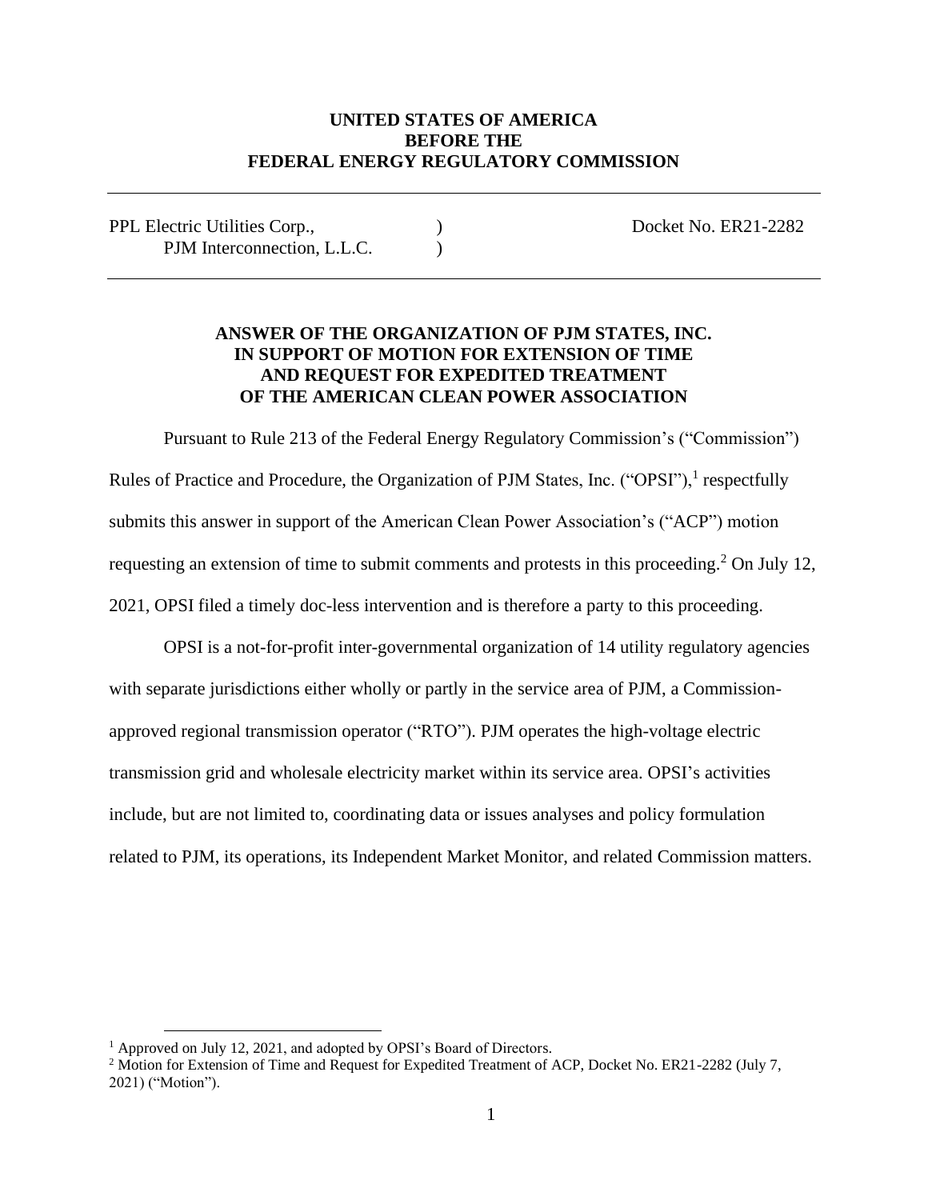**UNITED STATES OF AMERICA**
**BEFORE THE**
**FEDERAL ENERGY REGULATORY COMMISSION**

---

| | | |
|---|---|---|
| PPL Electric Utilities Corp., | ) | Docket No. ER21-2282 |
| PJM Interconnection, L.L.C. | ) | |

---

**ANSWER OF THE ORGANIZATION OF PJM STATES, INC.**
**IN SUPPORT OF MOTION FOR EXTENSION OF TIME**
**AND REQUEST FOR EXPEDITED TREATMENT**
**OF THE AMERICAN CLEAN POWER ASSOCIATION**

Pursuant to Rule 213 of the Federal Energy Regulatory Commission's ("Commission") Rules of Practice and Procedure, the Organization of PJM States, Inc. ("OPSI"),[1] respectfully submits this answer in support of the American Clean Power Association's ("ACP") motion requesting an extension of time to submit comments and protests in this proceeding.[2] On July 12, 2021, OPSI filed a timely doc-less intervention and is therefore a party to this proceeding.

OPSI is a not-for-profit inter-governmental organization of 14 utility regulatory agencies with separate jurisdictions either wholly or partly in the service area of PJM, a Commission-approved regional transmission operator ("RTO"). PJM operates the high-voltage electric transmission grid and wholesale electricity market within its service area. OPSI's activities include, but are not limited to, coordinating data or issues analyses and policy formulation related to PJM, its operations, its Independent Market Monitor, and related Commission matters.

---

[1] Approved on July 12, 2021, and adopted by OPSI's Board of Directors.

[2] Motion for Extension of Time and Request for Expedited Treatment of ACP, Docket No. ER21-2282 (July 7, 2021) ("Motion").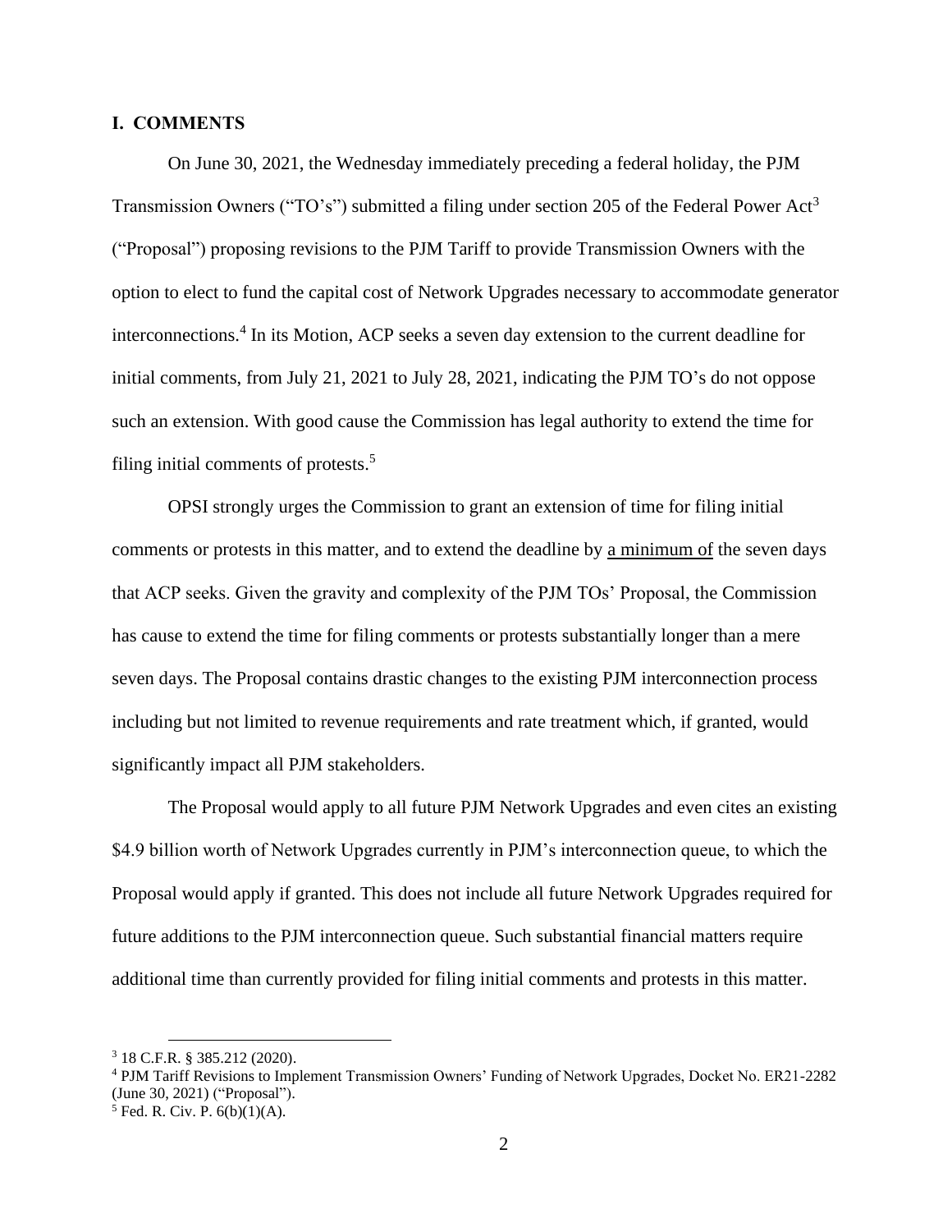## I. COMMENTS

On June 30, 2021, the Wednesday immediately preceding a federal holiday, the PJM Transmission Owners ("TO's") submitted a filing under section 205 of the Federal Power Act[3] ("Proposal") proposing revisions to the PJM Tariff to provide Transmission Owners with the option to elect to fund the capital cost of Network Upgrades necessary to accommodate generator interconnections.[4] In its Motion, ACP seeks a seven day extension to the current deadline for initial comments, from July 21, 2021 to July 28, 2021, indicating the PJM TO's do not oppose such an extension. With good cause the Commission has legal authority to extend the time for filing initial comments of protests.[5]

OPSI strongly urges the Commission to grant an extension of time for filing initial comments or protests in this matter, and to extend the deadline by <u>a minimum of</u> the seven days that ACP seeks. Given the gravity and complexity of the PJM TOs' Proposal, the Commission has cause to extend the time for filing comments or protests substantially longer than a mere seven days. The Proposal contains drastic changes to the existing PJM interconnection process including but not limited to revenue requirements and rate treatment which, if granted, would significantly impact all PJM stakeholders.

The Proposal would apply to all future PJM Network Upgrades and even cites an existing $4.9 billion worth of Network Upgrades currently in PJM's interconnection queue, to which the Proposal would apply if granted. This does not include all future Network Upgrades required for future additions to the PJM interconnection queue. Such substantial financial matters require additional time than currently provided for filing initial comments and protests in this matter.

---

[3] 18 C.F.R. § 385.212 (2020).

[4] PJM Tariff Revisions to Implement Transmission Owners' Funding of Network Upgrades, Docket No. ER21-2282 (June 30, 2021) ("Proposal").

[5] Fed. R. Civ. P. 6(b)(1)(A).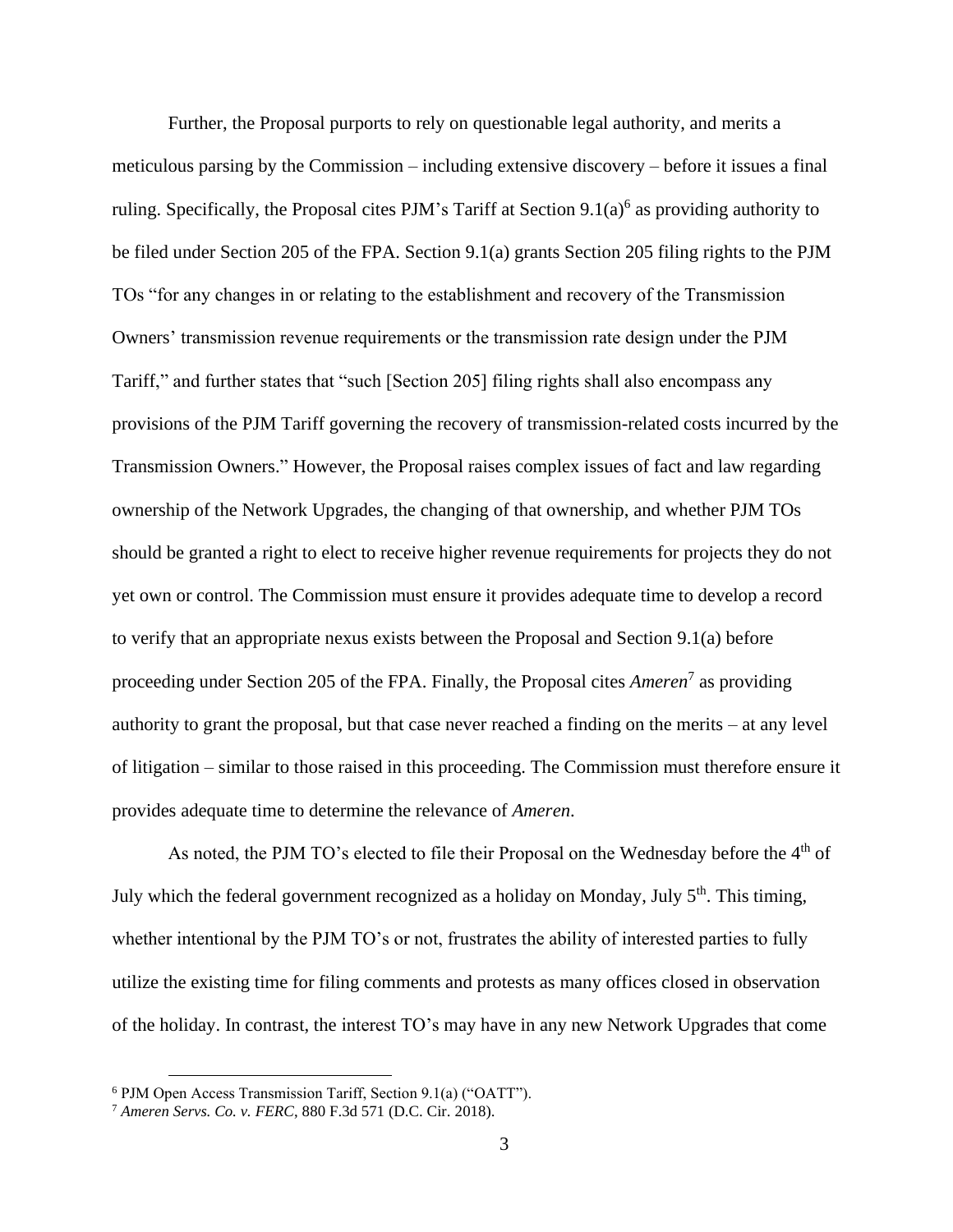Further, the Proposal purports to rely on questionable legal authority, and merits a meticulous parsing by the Commission – including extensive discovery – before it issues a final ruling. Specifically, the Proposal cites PJM's Tariff at Section 9.1(a)[6] as providing authority to be filed under Section 205 of the FPA. Section 9.1(a) grants Section 205 filing rights to the PJM TOs "for any changes in or relating to the establishment and recovery of the Transmission Owners' transmission revenue requirements or the transmission rate design under the PJM Tariff," and further states that "such [Section 205] filing rights shall also encompass any provisions of the PJM Tariff governing the recovery of transmission-related costs incurred by the Transmission Owners." However, the Proposal raises complex issues of fact and law regarding ownership of the Network Upgrades, the changing of that ownership, and whether PJM TOs should be granted a right to elect to receive higher revenue requirements for projects they do not yet own or control. The Commission must ensure it provides adequate time to develop a record to verify that an appropriate nexus exists between the Proposal and Section 9.1(a) before proceeding under Section 205 of the FPA. Finally, the Proposal cites *Ameren*[7] as providing authority to grant the proposal, but that case never reached a finding on the merits – at any level of litigation – similar to those raised in this proceeding. The Commission must therefore ensure it provides adequate time to determine the relevance of *Ameren*.

As noted, the PJM TO's elected to file their Proposal on the Wednesday before the 4th of July which the federal government recognized as a holiday on Monday, July 5th. This timing, whether intentional by the PJM TO's or not, frustrates the ability of interested parties to fully utilize the existing time for filing comments and protests as many offices closed in observation of the holiday. In contrast, the interest TO's may have in any new Network Upgrades that come

[6] PJM Open Access Transmission Tariff, Section 9.1(a) ("OATT").

[7] *Ameren Servs. Co. v. FERC*, 880 F.3d 571 (D.C. Cir. 2018).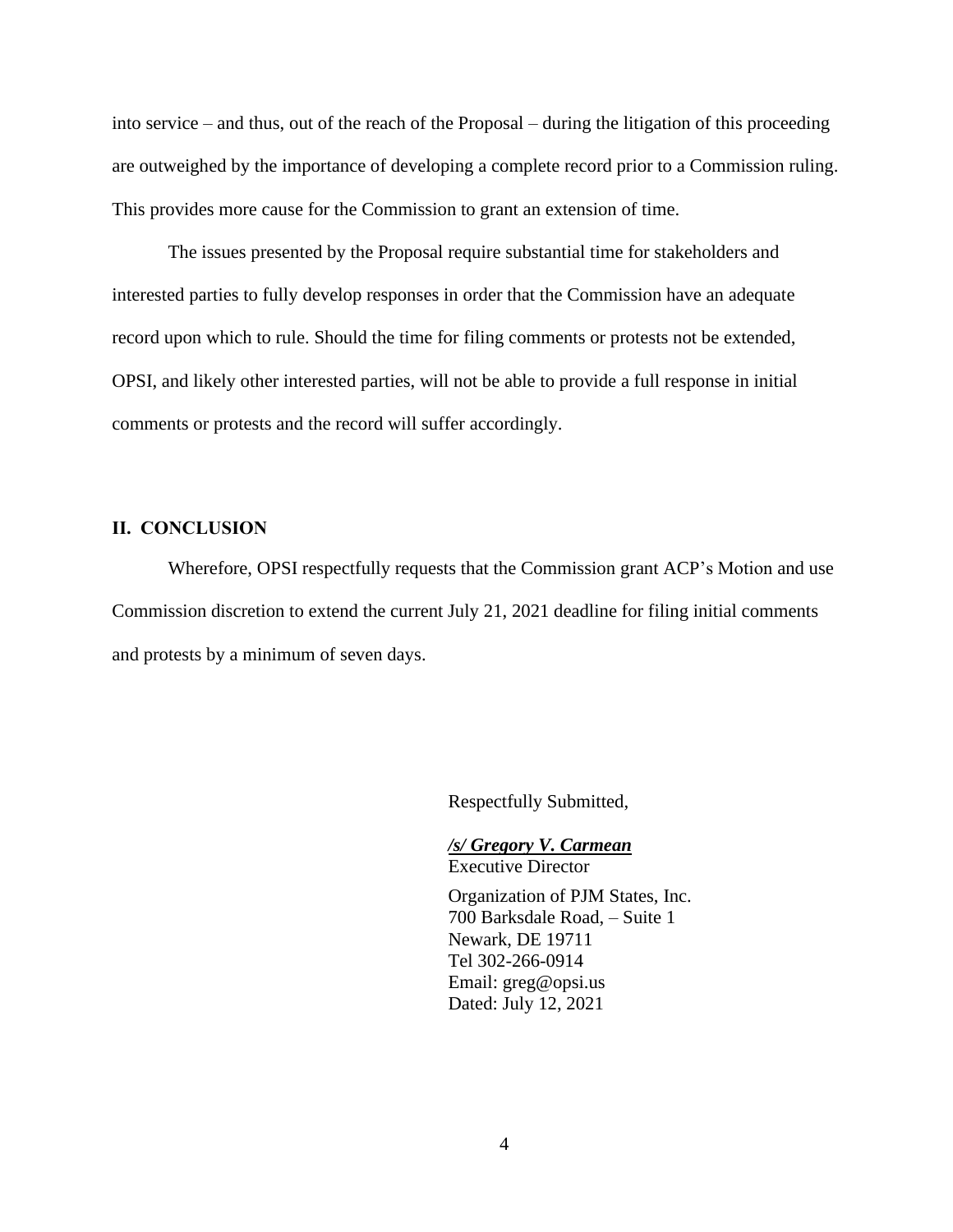into service – and thus, out of the reach of the Proposal – during the litigation of this proceeding are outweighed by the importance of developing a complete record prior to a Commission ruling. This provides more cause for the Commission to grant an extension of time.

The issues presented by the Proposal require substantial time for stakeholders and interested parties to fully develop responses in order that the Commission have an adequate record upon which to rule. Should the time for filing comments or protests not be extended, OPSI, and likely other interested parties, will not be able to provide a full response in initial comments or protests and the record will suffer accordingly.

## II. CONCLUSION

Wherefore, OPSI respectfully requests that the Commission grant ACP's Motion and use Commission discretion to extend the current July 21, 2021 deadline for filing initial comments and protests by a minimum of seven days.

Respectfully Submitted,

***/s/ Gregory V. Carmean***
Executive Director

Organization of PJM States, Inc.
700 Barksdale Road, – Suite 1
Newark, DE 19711
Tel 302-266-0914
Email: greg@opsi.us
Dated: July 12, 2021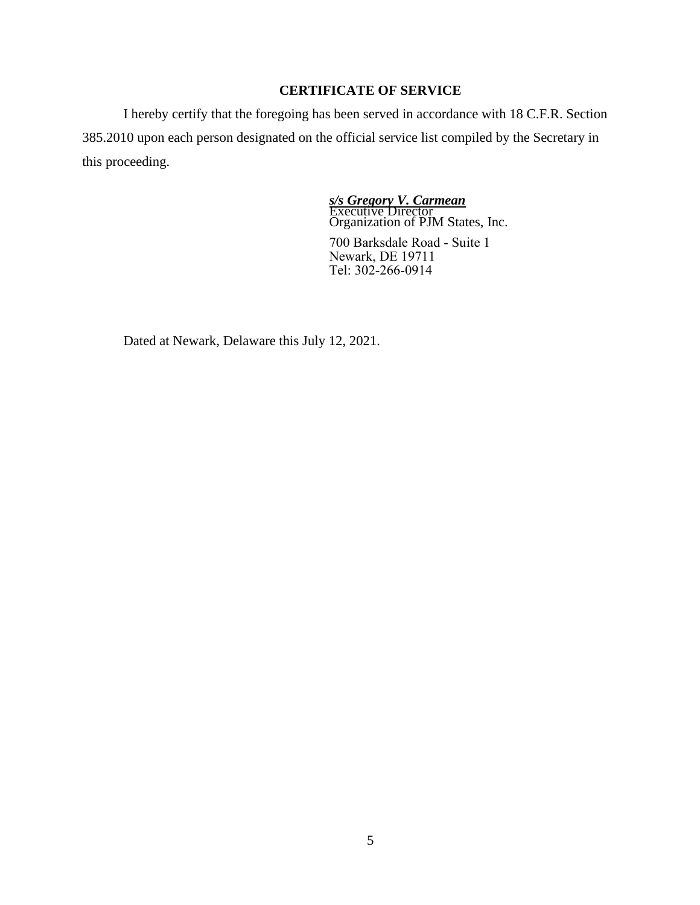## CERTIFICATE OF SERVICE

I hereby certify that the foregoing has been served in accordance with 18 C.F.R. Section 385.2010 upon each person designated on the official service list compiled by the Secretary in this proceeding.

***s/s Gregory V. Carmean***
Executive Director
Organization of PJM States, Inc.

700 Barksdale Road - Suite 1
Newark, DE 19711
Tel: 302-266-0914

Dated at Newark, Delaware this July 12, 2021.